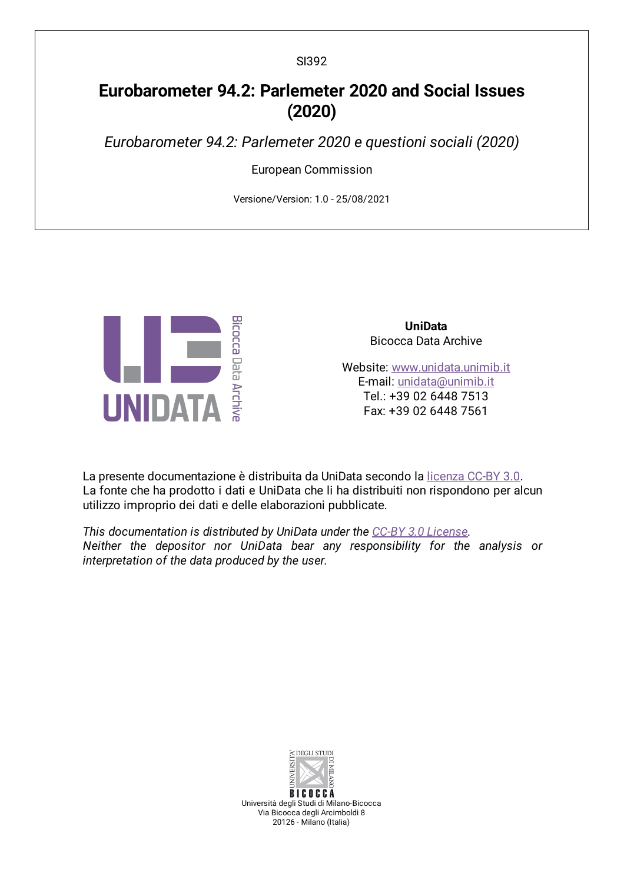SI392

# Eurobarometer 94.2: Parlemeter 2020 and Social Issues (2020)

*Eurobarometer 94.2: Parlemeter 2020 e questioni sociali (2020)*

European Commission

Versione/Version: 1.0 - 25/08/2021

**UniData**
Bicocca Data Archive

Website: [www.unidata.unimib.it](www.unidata.unimib.it)
E-mail: [unidata@unimib.it](mailto:unidata@unimib.it)
Tel.: +39 02 6448 7513
Fax: +39 02 6448 7561

La presente documentazione è distribuita da UniData secondo la licenza CC-BY 3.0.
La fonte che ha prodotto i dati e UniData che li ha distribuiti non rispondono per alcun utilizzo improprio dei dati e delle elaborazioni pubblicate.

*This documentation is distributed by UniData under the CC-BY 3.0 License.*
*Neither the depositor nor UniData bear any responsibility for the analysis or interpretation of the data produced by the user.*

Università degli Studi di Milano-Bicocca
Via Bicocca degli Arcimboldi 8
20126 - Milano (Italia)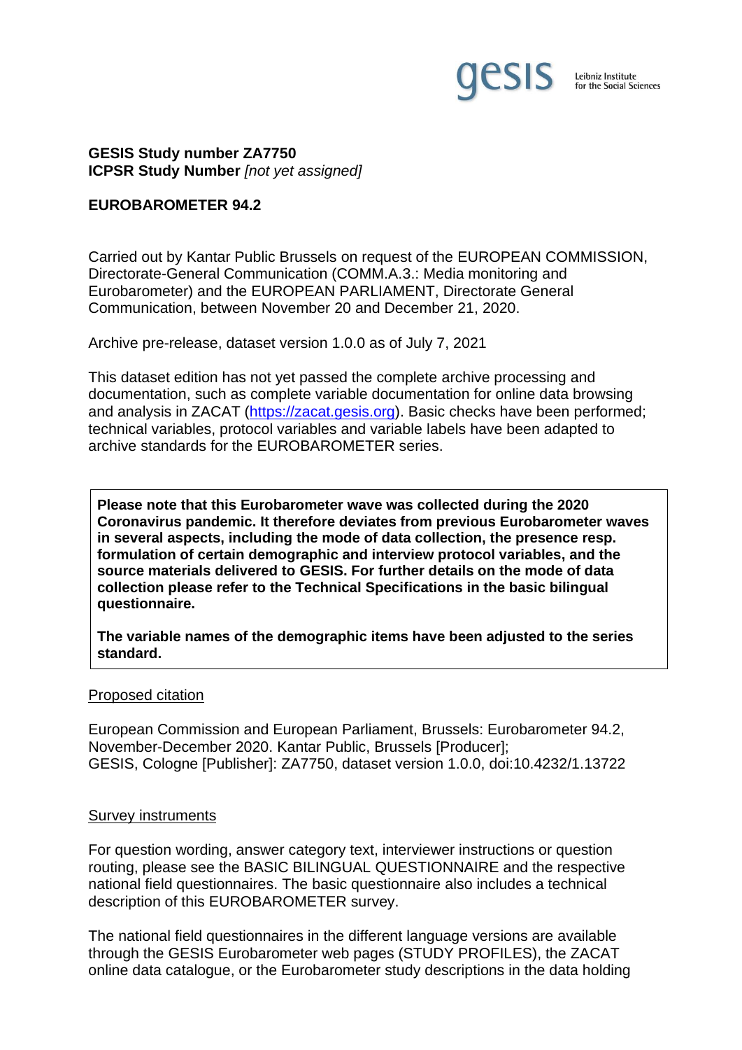**GESIS Study number ZA7750**
**ICPSR Study Number** *[not yet assigned]*

**EUROBAROMETER 94.2**

Carried out by Kantar Public Brussels on request of the EUROPEAN COMMISSION, Directorate-General Communication (COMM.A.3.: Media monitoring and Eurobarometer) and the EUROPEAN PARLIAMENT, Directorate General Communication, between November 20 and December 21, 2020.

Archive pre-release, dataset version 1.0.0 as of July 7, 2021

This dataset edition has not yet passed the complete archive processing and documentation, such as complete variable documentation for online data browsing and analysis in ZACAT (https://zacat.gesis.org). Basic checks have been performed; technical variables, protocol variables and variable labels have been adapted to archive standards for the EUROBAROMETER series.

**Please note that this Eurobarometer wave was collected during the 2020 Coronavirus pandemic. It therefore deviates from previous Eurobarometer waves in several aspects, including the mode of data collection, the presence resp. formulation of certain demographic and interview protocol variables, and the source materials delivered to GESIS. For further details on the mode of data collection please refer to the Technical Specifications in the basic bilingual questionnaire.**

**The variable names of the demographic items have been adjusted to the series standard.**

## Proposed citation

European Commission and European Parliament, Brussels: Eurobarometer 94.2, November-December 2020. Kantar Public, Brussels [Producer];
GESIS, Cologne [Publisher]: ZA7750, dataset version 1.0.0, doi:10.4232/1.13722

## Survey instruments

For question wording, answer category text, interviewer instructions or question routing, please see the BASIC BILINGUAL QUESTIONNAIRE and the respective national field questionnaires. The basic questionnaire also includes a technical description of this EUROBAROMETER survey.

The national field questionnaires in the different language versions are available through the GESIS Eurobarometer web pages (STUDY PROFILES), the ZACAT online data catalogue, or the Eurobarometer study descriptions in the data holding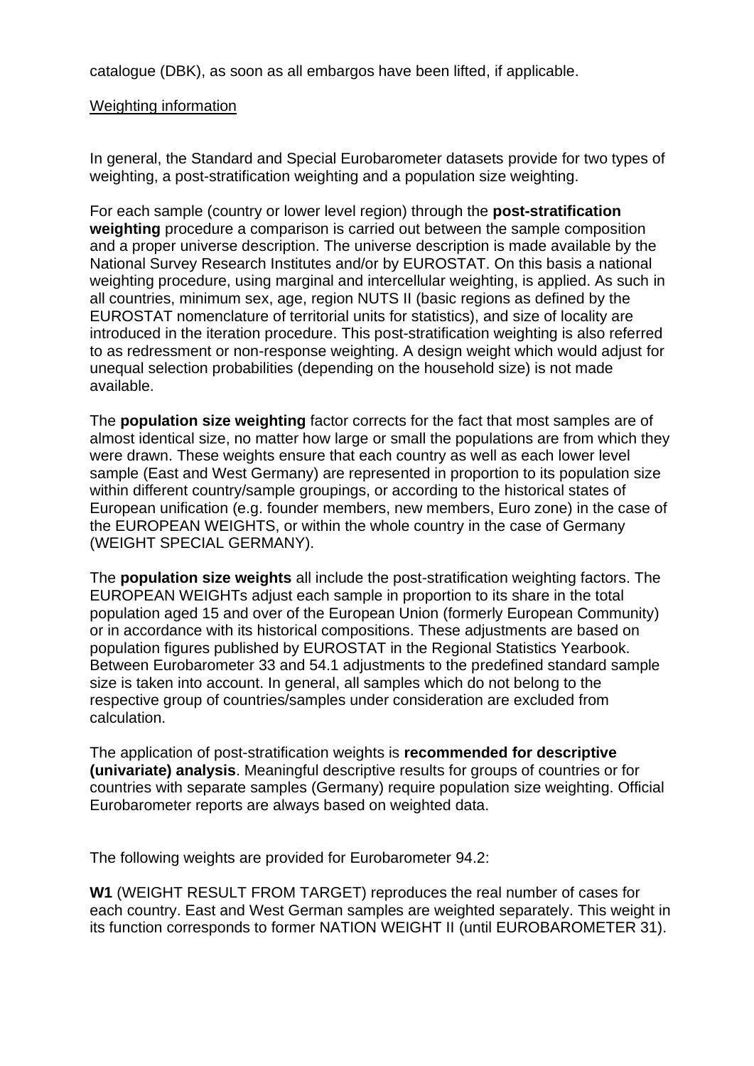catalogue (DBK), as soon as all embargos have been lifted, if applicable.

## Weighting information

In general, the Standard and Special Eurobarometer datasets provide for two types of weighting, a post-stratification weighting and a population size weighting.

For each sample (country or lower level region) through the **post-stratification weighting** procedure a comparison is carried out between the sample composition and a proper universe description. The universe description is made available by the National Survey Research Institutes and/or by EUROSTAT. On this basis a national weighting procedure, using marginal and intercellular weighting, is applied. As such in all countries, minimum sex, age, region NUTS II (basic regions as defined by the EUROSTAT nomenclature of territorial units for statistics), and size of locality are introduced in the iteration procedure. This post-stratification weighting is also referred to as redressment or non-response weighting. A design weight which would adjust for unequal selection probabilities (depending on the household size) is not made available.

The **population size weighting** factor corrects for the fact that most samples are of almost identical size, no matter how large or small the populations are from which they were drawn. These weights ensure that each country as well as each lower level sample (East and West Germany) are represented in proportion to its population size within different country/sample groupings, or according to the historical states of European unification (e.g. founder members, new members, Euro zone) in the case of the EUROPEAN WEIGHTS, or within the whole country in the case of Germany (WEIGHT SPECIAL GERMANY).

The **population size weights** all include the post-stratification weighting factors. The EUROPEAN WEIGHTs adjust each sample in proportion to its share in the total population aged 15 and over of the European Union (formerly European Community) or in accordance with its historical compositions. These adjustments are based on population figures published by EUROSTAT in the Regional Statistics Yearbook. Between Eurobarometer 33 and 54.1 adjustments to the predefined standard sample size is taken into account. In general, all samples which do not belong to the respective group of countries/samples under consideration are excluded from calculation.

The application of post-stratification weights is **recommended for descriptive (univariate) analysis**. Meaningful descriptive results for groups of countries or for countries with separate samples (Germany) require population size weighting. Official Eurobarometer reports are always based on weighted data.

The following weights are provided for Eurobarometer 94.2:

**W1** (WEIGHT RESULT FROM TARGET) reproduces the real number of cases for each country. East and West German samples are weighted separately. This weight in its function corresponds to former NATION WEIGHT II (until EUROBAROMETER 31).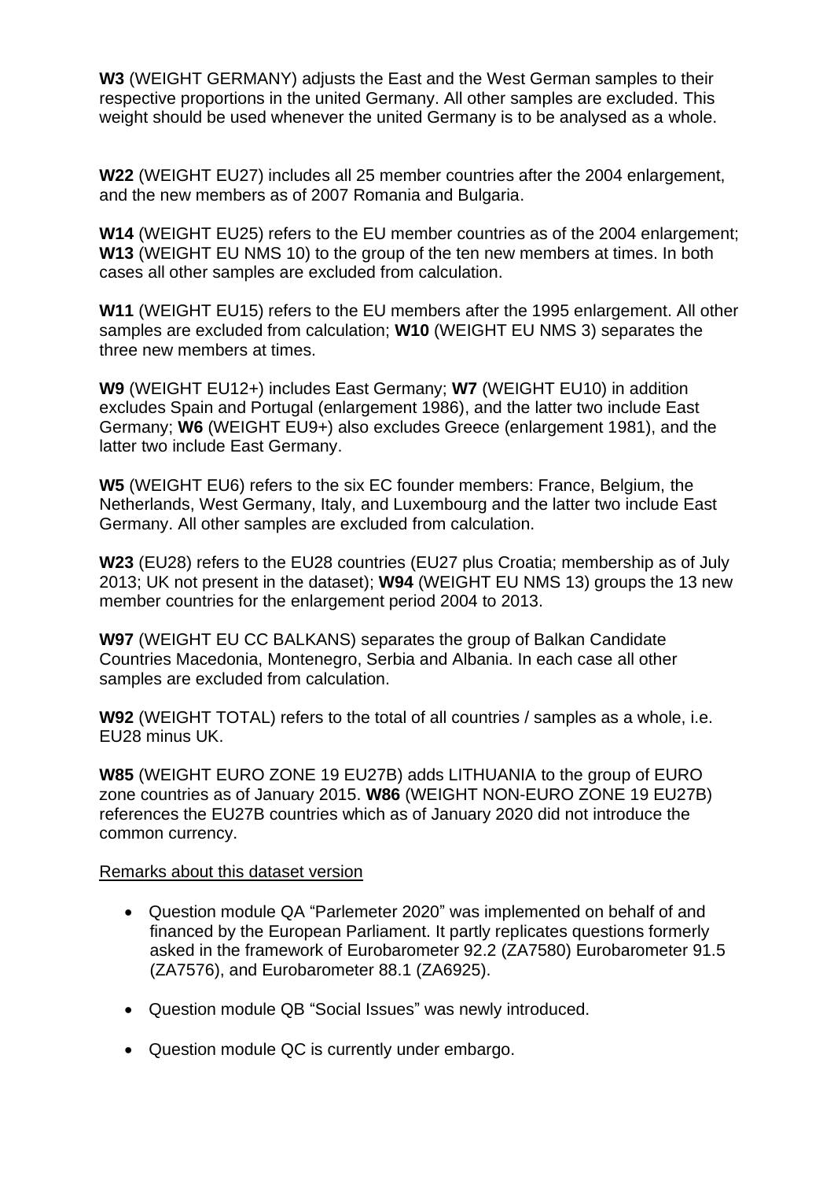**W3** (WEIGHT GERMANY) adjusts the East and the West German samples to their respective proportions in the united Germany. All other samples are excluded. This weight should be used whenever the united Germany is to be analysed as a whole.

**W22** (WEIGHT EU27) includes all 25 member countries after the 2004 enlargement, and the new members as of 2007 Romania and Bulgaria.

**W14** (WEIGHT EU25) refers to the EU member countries as of the 2004 enlargement; **W13** (WEIGHT EU NMS 10) to the group of the ten new members at times. In both cases all other samples are excluded from calculation.

**W11** (WEIGHT EU15) refers to the EU members after the 1995 enlargement. All other samples are excluded from calculation; **W10** (WEIGHT EU NMS 3) separates the three new members at times.

**W9** (WEIGHT EU12+) includes East Germany; **W7** (WEIGHT EU10) in addition excludes Spain and Portugal (enlargement 1986), and the latter two include East Germany; **W6** (WEIGHT EU9+) also excludes Greece (enlargement 1981), and the latter two include East Germany.

**W5** (WEIGHT EU6) refers to the six EC founder members: France, Belgium, the Netherlands, West Germany, Italy, and Luxembourg and the latter two include East Germany. All other samples are excluded from calculation.

**W23** (EU28) refers to the EU28 countries (EU27 plus Croatia; membership as of July 2013; UK not present in the dataset); **W94** (WEIGHT EU NMS 13) groups the 13 new member countries for the enlargement period 2004 to 2013.

**W97** (WEIGHT EU CC BALKANS) separates the group of Balkan Candidate Countries Macedonia, Montenegro, Serbia and Albania. In each case all other samples are excluded from calculation.

**W92** (WEIGHT TOTAL) refers to the total of all countries / samples as a whole, i.e. EU28 minus UK.

**W85** (WEIGHT EURO ZONE 19 EU27B) adds LITHUANIA to the group of EURO zone countries as of January 2015. **W86** (WEIGHT NON-EURO ZONE 19 EU27B) references the EU27B countries which as of January 2020 did not introduce the common currency.

Remarks about this dataset version

- Question module QA "Parlemeter 2020" was implemented on behalf of and financed by the European Parliament. It partly replicates questions formerly asked in the framework of Eurobarometer 92.2 (ZA7580) Eurobarometer 91.5 (ZA7576), and Eurobarometer 88.1 (ZA6925).
- Question module QB "Social Issues" was newly introduced.
- Question module QC is currently under embargo.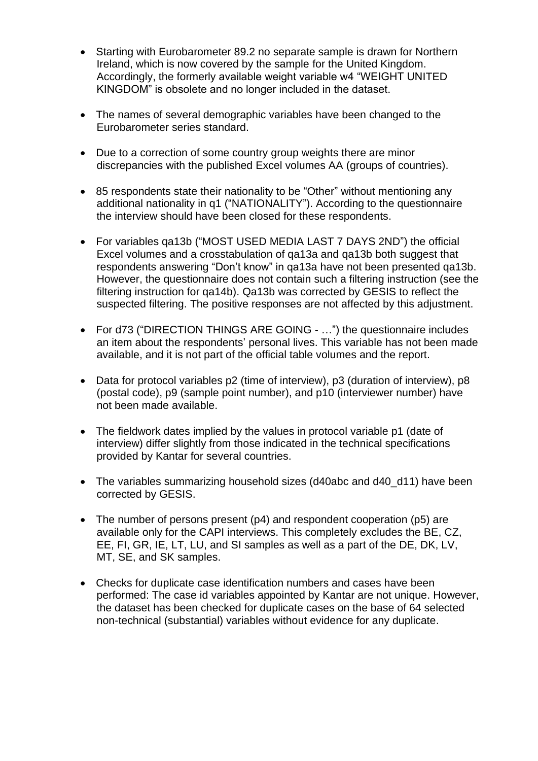- Starting with Eurobarometer 89.2 no separate sample is drawn for Northern Ireland, which is now covered by the sample for the United Kingdom. Accordingly, the formerly available weight variable w4 "WEIGHT UNITED KINGDOM" is obsolete and no longer included in the dataset.

- The names of several demographic variables have been changed to the Eurobarometer series standard.

- Due to a correction of some country group weights there are minor discrepancies with the published Excel volumes AA (groups of countries).

- 85 respondents state their nationality to be "Other" without mentioning any additional nationality in q1 ("NATIONALITY"). According to the questionnaire the interview should have been closed for these respondents.

- For variables qa13b ("MOST USED MEDIA LAST 7 DAYS 2ND") the official Excel volumes and a crosstabulation of qa13a and qa13b both suggest that respondents answering "Don't know" in qa13a have not been presented qa13b. However, the questionnaire does not contain such a filtering instruction (see the filtering instruction for qa14b). Qa13b was corrected by GESIS to reflect the suspected filtering. The positive responses are not affected by this adjustment.

- For d73 ("DIRECTION THINGS ARE GOING - …") the questionnaire includes an item about the respondents' personal lives. This variable has not been made available, and it is not part of the official table volumes and the report.

- Data for protocol variables p2 (time of interview), p3 (duration of interview), p8 (postal code), p9 (sample point number), and p10 (interviewer number) have not been made available.

- The fieldwork dates implied by the values in protocol variable p1 (date of interview) differ slightly from those indicated in the technical specifications provided by Kantar for several countries.

- The variables summarizing household sizes (d40abc and d40_d11) have been corrected by GESIS.

- The number of persons present (p4) and respondent cooperation (p5) are available only for the CAPI interviews. This completely excludes the BE, CZ, EE, FI, GR, IE, LT, LU, and SI samples as well as a part of the DE, DK, LV, MT, SE, and SK samples.

- Checks for duplicate case identification numbers and cases have been performed: The case id variables appointed by Kantar are not unique. However, the dataset has been checked for duplicate cases on the base of 64 selected non-technical (substantial) variables without evidence for any duplicate.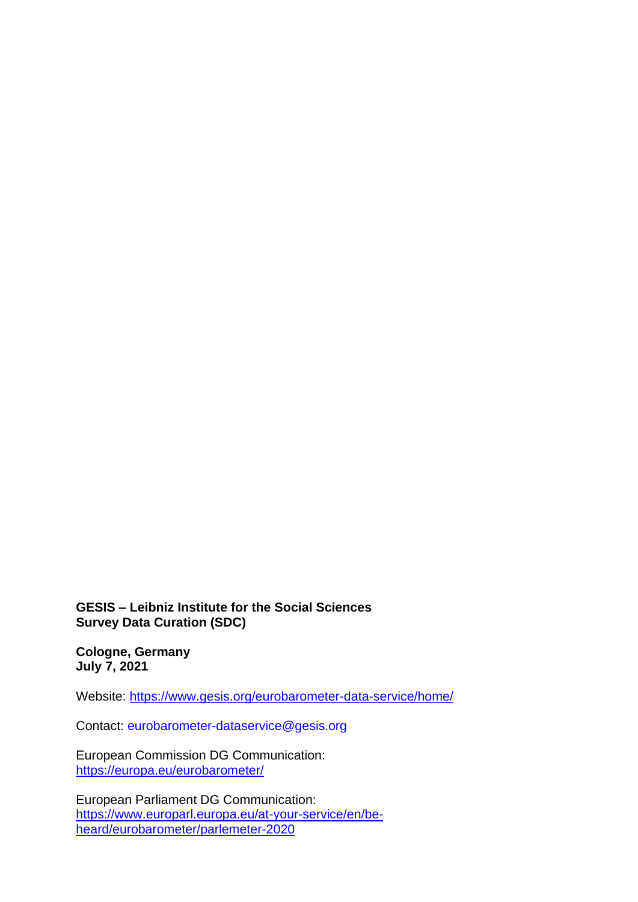**GESIS – Leibniz Institute for the Social Sciences**
**Survey Data Curation (SDC)**

**Cologne, Germany**
**July 7, 2021**

Website: https://www.gesis.org/eurobarometer-data-service/home/

Contact: eurobarometer-dataservice@gesis.org

European Commission DG Communication:
https://europa.eu/eurobarometer/

European Parliament DG Communication:
https://www.europarl.europa.eu/at-your-service/en/be-heard/eurobarometer/parlemeter-2020